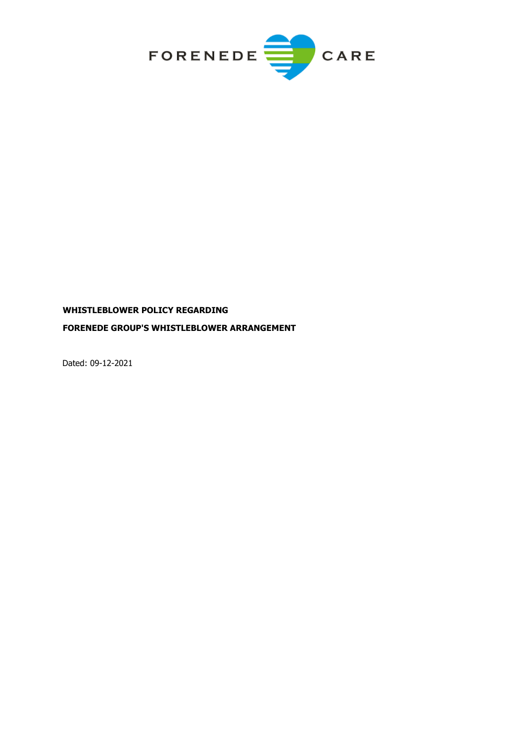FORENEDE CARE

**WHISTLEBLOWER POLICY REGARDING**

**FORENEDE GROUP'S WHISTLEBLOWER ARRANGEMENT**

Dated: 09-12-2021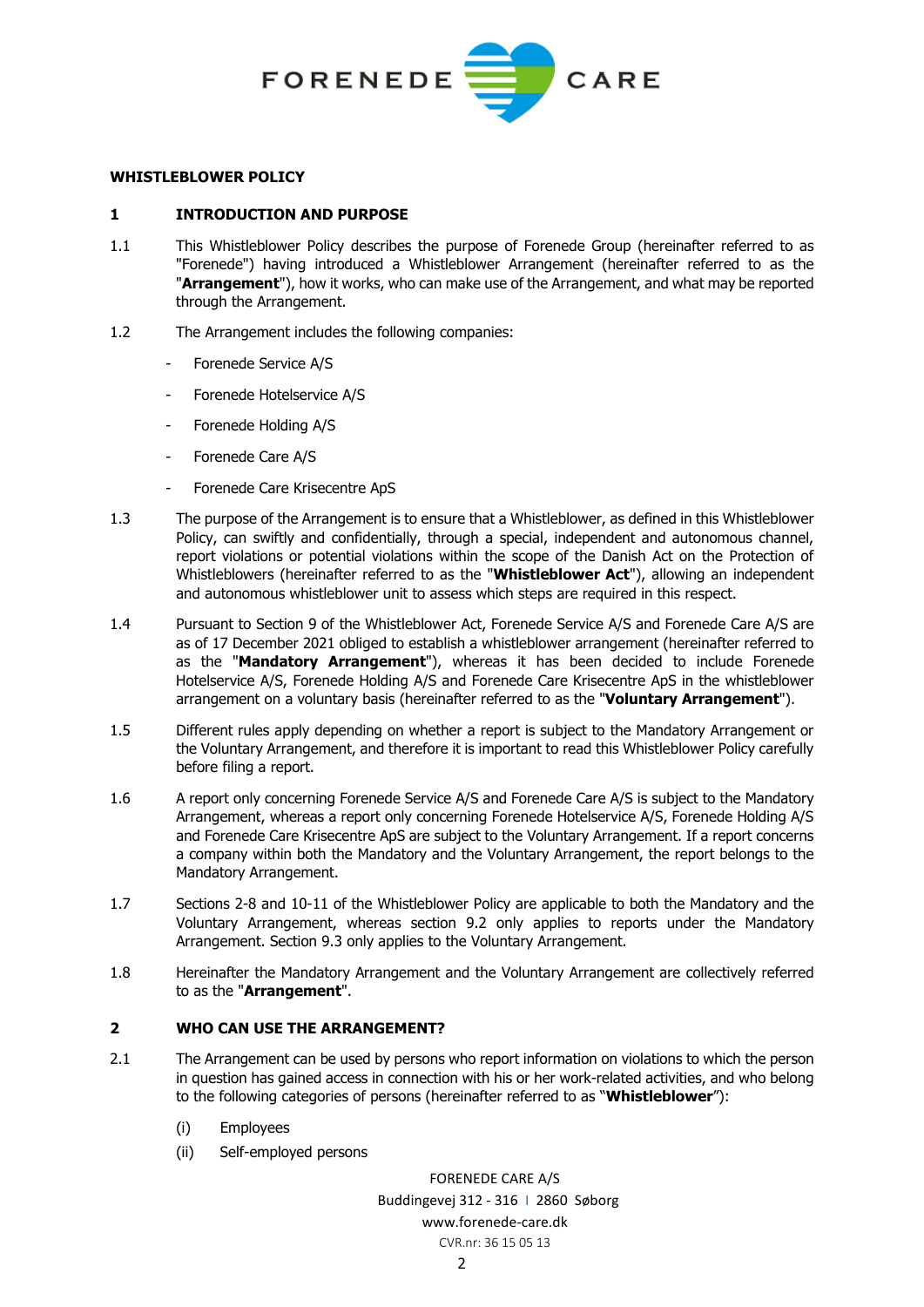**WHISTLEBLOWER POLICY**

## 1 INTRODUCTION AND PURPOSE

1.1 This Whistleblower Policy describes the purpose of Forenede Group (hereinafter referred to as "Forenede") having introduced a Whistleblower Arrangement (hereinafter referred to as the "**Arrangement**"), how it works, who can make use of the Arrangement, and what may be reported through the Arrangement.

1.2 The Arrangement includes the following companies:

- Forenede Service A/S
- Forenede Hotelservice A/S
- Forenede Holding A/S
- Forenede Care A/S
- Forenede Care Krisecentre ApS

1.3 The purpose of the Arrangement is to ensure that a Whistleblower, as defined in this Whistleblower Policy, can swiftly and confidentially, through a special, independent and autonomous channel, report violations or potential violations within the scope of the Danish Act on the Protection of Whistleblowers (hereinafter referred to as the "**Whistleblower Act**"), allowing an independent and autonomous whistleblower unit to assess which steps are required in this respect.

1.4 Pursuant to Section 9 of the Whistleblower Act, Forenede Service A/S and Forenede Care A/S are as of 17 December 2021 obliged to establish a whistleblower arrangement (hereinafter referred to as the "**Mandatory Arrangement**"), whereas it has been decided to include Forenede Hotelservice A/S, Forenede Holding A/S and Forenede Care Krisecentre ApS in the whistleblower arrangement on a voluntary basis (hereinafter referred to as the "**Voluntary Arrangement**").

1.5 Different rules apply depending on whether a report is subject to the Mandatory Arrangement or the Voluntary Arrangement, and therefore it is important to read this Whistleblower Policy carefully before filing a report.

1.6 A report only concerning Forenede Service A/S and Forenede Care A/S is subject to the Mandatory Arrangement, whereas a report only concerning Forenede Hotelservice A/S, Forenede Holding A/S and Forenede Care Krisecentre ApS are subject to the Voluntary Arrangement. If a report concerns a company within both the Mandatory and the Voluntary Arrangement, the report belongs to the Mandatory Arrangement.

1.7 Sections 2-8 and 10-11 of the Whistleblower Policy are applicable to both the Mandatory and the Voluntary Arrangement, whereas section 9.2 only applies to reports under the Mandatory Arrangement. Section 9.3 only applies to the Voluntary Arrangement.

1.8 Hereinafter the Mandatory Arrangement and the Voluntary Arrangement are collectively referred to as the "**Arrangement**".

## 2 WHO CAN USE THE ARRANGEMENT?

2.1 The Arrangement can be used by persons who report information on violations to which the person in question has gained access in connection with his or her work-related activities, and who belong to the following categories of persons (hereinafter referred to as "**Whistleblower**"):

(i) Employees

(ii) Self-employed persons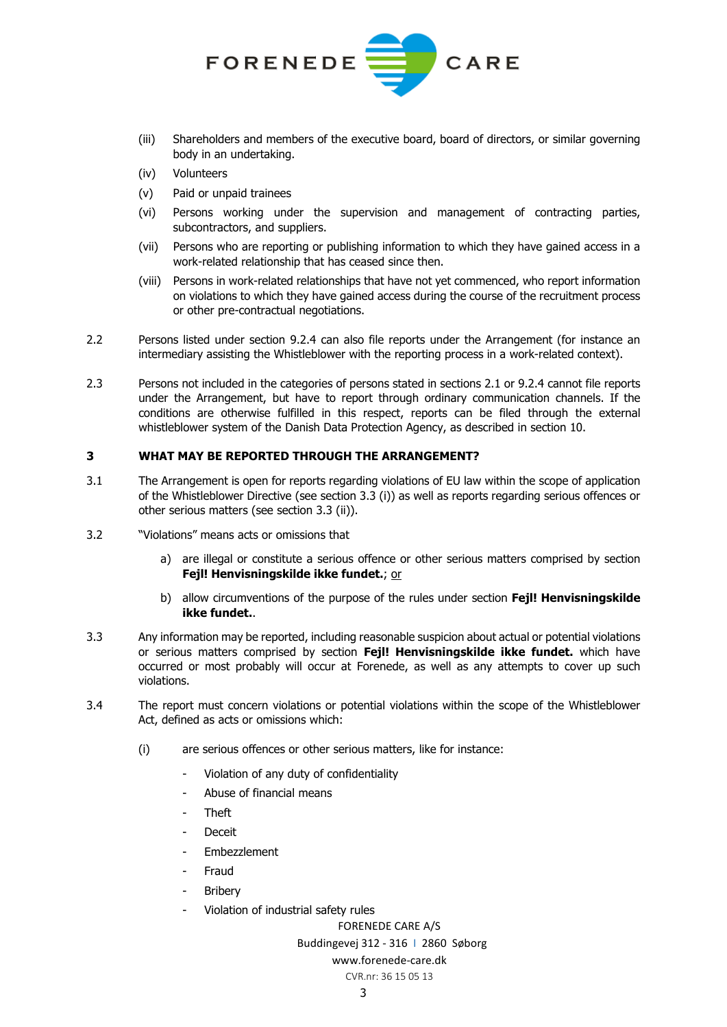(iii) Shareholders and members of the executive board, board of directors, or similar governing body in an undertaking.

(iv) Volunteers

(v) Paid or unpaid trainees

(vi) Persons working under the supervision and management of contracting parties, subcontractors, and suppliers.

(vii) Persons who are reporting or publishing information to which they have gained access in a work-related relationship that has ceased since then.

(viii) Persons in work-related relationships that have not yet commenced, who report information on violations to which they have gained access during the course of the recruitment process or other pre-contractual negotiations.

2.2 Persons listed under section 9.2.4 can also file reports under the Arrangement (for instance an intermediary assisting the Whistleblower with the reporting process in a work-related context).

2.3 Persons not included in the categories of persons stated in sections 2.1 or 9.2.4 cannot file reports under the Arrangement, but have to report through ordinary communication channels. If the conditions are otherwise fulfilled in this respect, reports can be filed through the external whistleblower system of the Danish Data Protection Agency, as described in section 10.

## 3 WHAT MAY BE REPORTED THROUGH THE ARRANGEMENT?

3.1 The Arrangement is open for reports regarding violations of EU law within the scope of application of the Whistleblower Directive (see section 3.3 (i)) as well as reports regarding serious offences or other serious matters (see section 3.3 (ii)).

3.2 "Violations" means acts or omissions that

a) are illegal or constitute a serious offence or other serious matters comprised by section **Fejl! Henvisningskilde ikke fundet.**; <u>or</u>

b) allow circumventions of the purpose of the rules under section **Fejl! Henvisningskilde ikke fundet.**.

3.3 Any information may be reported, including reasonable suspicion about actual or potential violations or serious matters comprised by section **Fejl! Henvisningskilde ikke fundet.** which have occurred or most probably will occur at Forenede, as well as any attempts to cover up such violations.

3.4 The report must concern violations or potential violations within the scope of the Whistleblower Act, defined as acts or omissions which:

(i) are serious offences or other serious matters, like for instance:

- Violation of any duty of confidentiality
- Abuse of financial means
- Theft
- Deceit
- Embezzlement
- Fraud
- Bribery
- Violation of industrial safety rules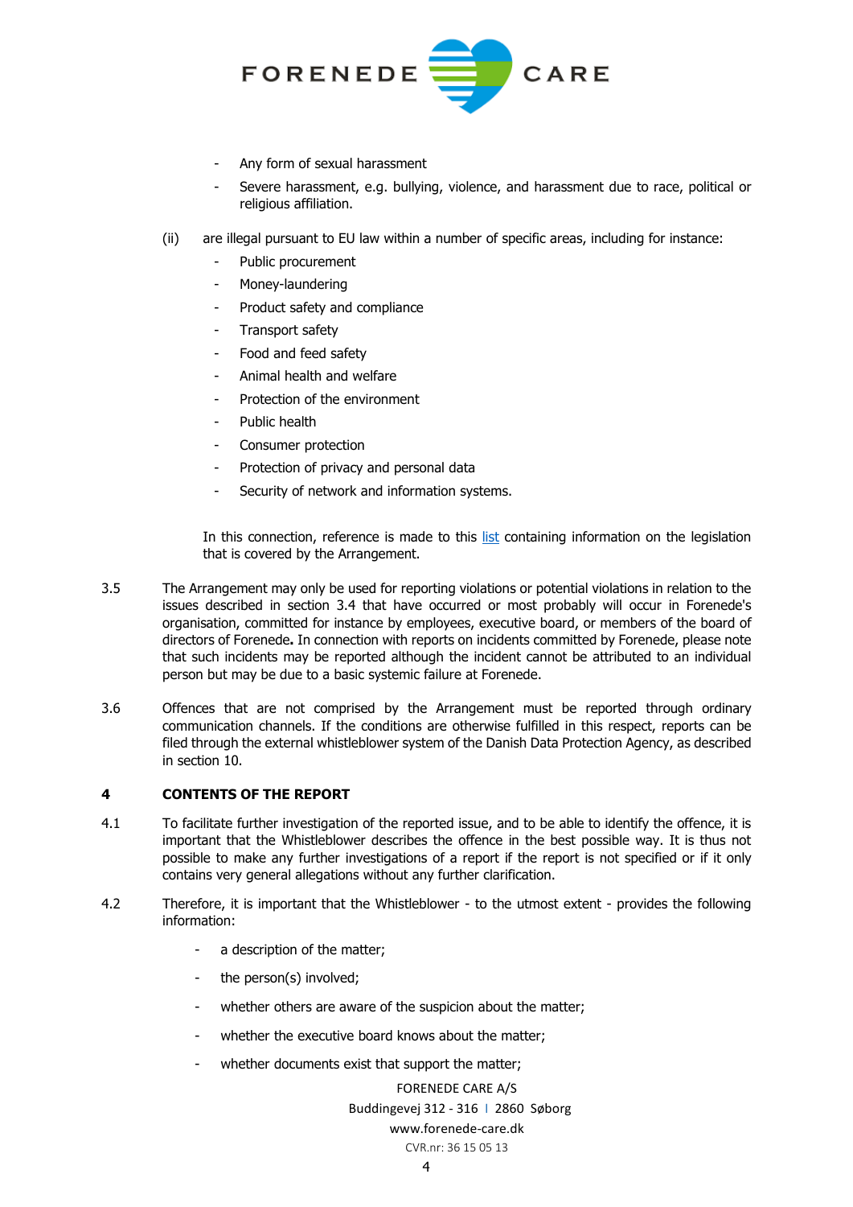- Any form of sexual harassment
- Severe harassment, e.g. bullying, violence, and harassment due to race, political or religious affiliation.

(ii) are illegal pursuant to EU law within a number of specific areas, including for instance:

- Public procurement
- Money-laundering
- Product safety and compliance
- Transport safety
- Food and feed safety
- Animal health and welfare
- Protection of the environment
- Public health
- Consumer protection
- Protection of privacy and personal data
- Security of network and information systems.

In this connection, reference is made to this list containing information on the legislation that is covered by the Arrangement.

3.5 The Arrangement may only be used for reporting violations or potential violations in relation to the issues described in section 3.4 that have occurred or most probably will occur in Forenede's organisation, committed for instance by employees, executive board, or members of the board of directors of Forenede**.** In connection with reports on incidents committed by Forenede, please note that such incidents may be reported although the incident cannot be attributed to an individual person but may be due to a basic systemic failure at Forenede.

3.6 Offences that are not comprised by the Arrangement must be reported through ordinary communication channels. If the conditions are otherwise fulfilled in this respect, reports can be filed through the external whistleblower system of the Danish Data Protection Agency, as described in section 10.

## 4 CONTENTS OF THE REPORT

4.1 To facilitate further investigation of the reported issue, and to be able to identify the offence, it is important that the Whistleblower describes the offence in the best possible way. It is thus not possible to make any further investigations of a report if the report is not specified or if it only contains very general allegations without any further clarification.

4.2 Therefore, it is important that the Whistleblower - to the utmost extent - provides the following information:

- a description of the matter;
- the person(s) involved;
- whether others are aware of the suspicion about the matter;
- whether the executive board knows about the matter;
- whether documents exist that support the matter;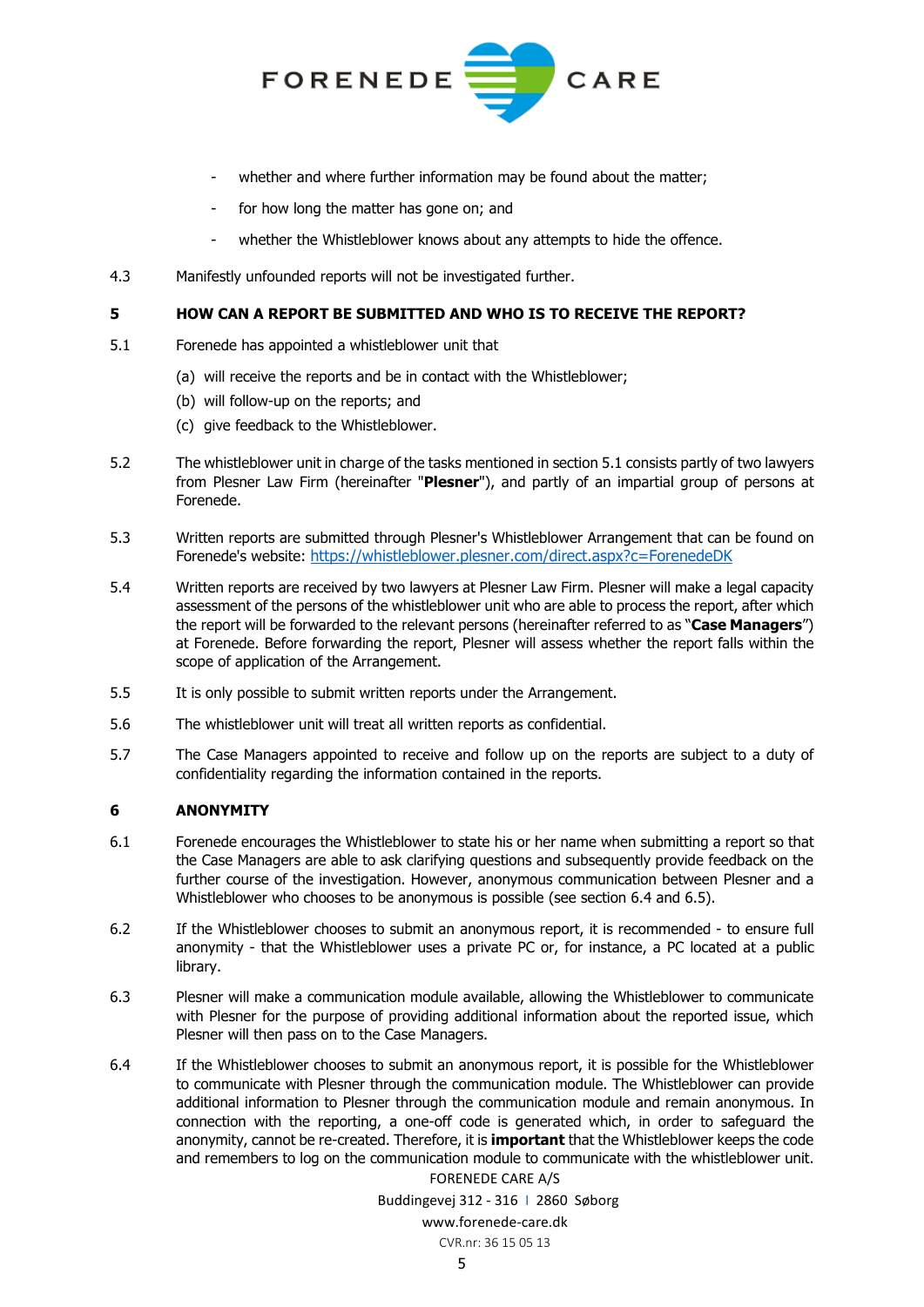- whether and where further information may be found about the matter;
- for how long the matter has gone on; and
- whether the Whistleblower knows about any attempts to hide the offence.

4.3 Manifestly unfounded reports will not be investigated further.

## 5 HOW CAN A REPORT BE SUBMITTED AND WHO IS TO RECEIVE THE REPORT?

5.1 Forenede has appointed a whistleblower unit that

(a) will receive the reports and be in contact with the Whistleblower;

(b) will follow-up on the reports; and

(c) give feedback to the Whistleblower.

5.2 The whistleblower unit in charge of the tasks mentioned in section 5.1 consists partly of two lawyers from Plesner Law Firm (hereinafter "**Plesner**"), and partly of an impartial group of persons at Forenede.

5.3 Written reports are submitted through Plesner's Whistleblower Arrangement that can be found on Forenede's website: [https://whistleblower.plesner.com/direct.aspx?c=ForenedeDK](https://whistleblower.plesner.com/direct.aspx?c=ForenedeDK)

5.4 Written reports are received by two lawyers at Plesner Law Firm. Plesner will make a legal capacity assessment of the persons of the whistleblower unit who are able to process the report, after which the report will be forwarded to the relevant persons (hereinafter referred to as "**Case Managers**") at Forenede. Before forwarding the report, Plesner will assess whether the report falls within the scope of application of the Arrangement.

5.5 It is only possible to submit written reports under the Arrangement.

5.6 The whistleblower unit will treat all written reports as confidential.

5.7 The Case Managers appointed to receive and follow up on the reports are subject to a duty of confidentiality regarding the information contained in the reports.

## 6 ANONYMITY

6.1 Forenede encourages the Whistleblower to state his or her name when submitting a report so that the Case Managers are able to ask clarifying questions and subsequently provide feedback on the further course of the investigation. However, anonymous communication between Plesner and a Whistleblower who chooses to be anonymous is possible (see section 6.4 and 6.5).

6.2 If the Whistleblower chooses to submit an anonymous report, it is recommended - to ensure full anonymity - that the Whistleblower uses a private PC or, for instance, a PC located at a public library.

6.3 Plesner will make a communication module available, allowing the Whistleblower to communicate with Plesner for the purpose of providing additional information about the reported issue, which Plesner will then pass on to the Case Managers.

6.4 If the Whistleblower chooses to submit an anonymous report, it is possible for the Whistleblower to communicate with Plesner through the communication module. The Whistleblower can provide additional information to Plesner through the communication module and remain anonymous. In connection with the reporting, a one-off code is generated which, in order to safeguard the anonymity, cannot be re-created. Therefore, it is **important** that the Whistleblower keeps the code and remembers to log on the communication module to communicate with the whistleblower unit.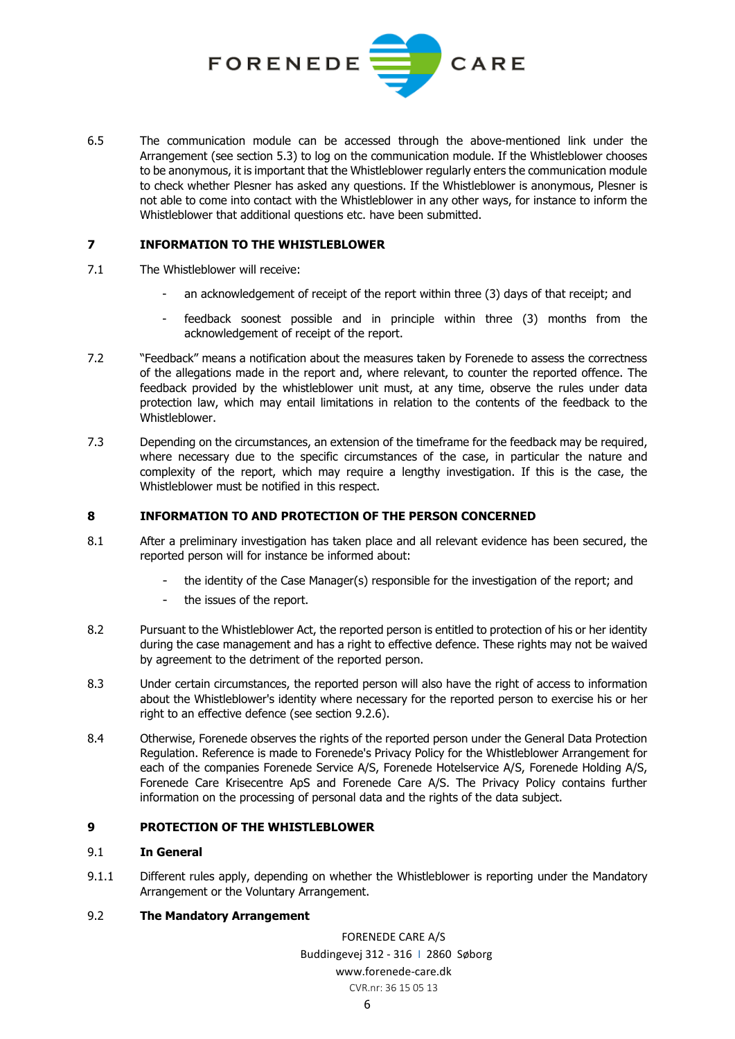6.5 The communication module can be accessed through the above-mentioned link under the Arrangement (see section 5.3) to log on the communication module. If the Whistleblower chooses to be anonymous, it is important that the Whistleblower regularly enters the communication module to check whether Plesner has asked any questions. If the Whistleblower is anonymous, Plesner is not able to come into contact with the Whistleblower in any other ways, for instance to inform the Whistleblower that additional questions etc. have been submitted.

## 7 INFORMATION TO THE WHISTLEBLOWER

7.1 The Whistleblower will receive:

- an acknowledgement of receipt of the report within three (3) days of that receipt; and
- feedback soonest possible and in principle within three (3) months from the acknowledgement of receipt of the report.

7.2 "Feedback" means a notification about the measures taken by Forenede to assess the correctness of the allegations made in the report and, where relevant, to counter the reported offence. The feedback provided by the whistleblower unit must, at any time, observe the rules under data protection law, which may entail limitations in relation to the contents of the feedback to the Whistleblower.

7.3 Depending on the circumstances, an extension of the timeframe for the feedback may be required, where necessary due to the specific circumstances of the case, in particular the nature and complexity of the report, which may require a lengthy investigation. If this is the case, the Whistleblower must be notified in this respect.

## 8 INFORMATION TO AND PROTECTION OF THE PERSON CONCERNED

8.1 After a preliminary investigation has taken place and all relevant evidence has been secured, the reported person will for instance be informed about:

- the identity of the Case Manager(s) responsible for the investigation of the report; and
- the issues of the report.

8.2 Pursuant to the Whistleblower Act, the reported person is entitled to protection of his or her identity during the case management and has a right to effective defence. These rights may not be waived by agreement to the detriment of the reported person.

8.3 Under certain circumstances, the reported person will also have the right of access to information about the Whistleblower's identity where necessary for the reported person to exercise his or her right to an effective defence (see section 9.2.6).

8.4 Otherwise, Forenede observes the rights of the reported person under the General Data Protection Regulation. Reference is made to Forenede's Privacy Policy for the Whistleblower Arrangement for each of the companies Forenede Service A/S, Forenede Hotelservice A/S, Forenede Holding A/S, Forenede Care Krisecentre ApS and Forenede Care A/S. The Privacy Policy contains further information on the processing of personal data and the rights of the data subject.

## 9 PROTECTION OF THE WHISTLEBLOWER

### 9.1 In General

9.1.1 Different rules apply, depending on whether the Whistleblower is reporting under the Mandatory Arrangement or the Voluntary Arrangement.

### 9.2 The Mandatory Arrangement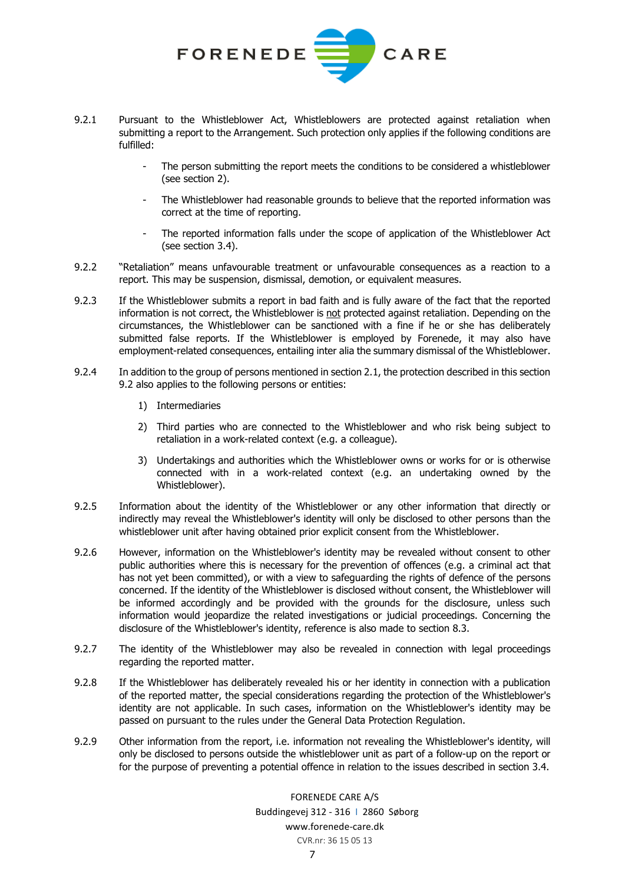9.2.1 Pursuant to the Whistleblower Act, Whistleblowers are protected against retaliation when submitting a report to the Arrangement. Such protection only applies if the following conditions are fulfilled:

- The person submitting the report meets the conditions to be considered a whistleblower (see section 2).
- The Whistleblower had reasonable grounds to believe that the reported information was correct at the time of reporting.
- The reported information falls under the scope of application of the Whistleblower Act (see section 3.4).

9.2.2 "Retaliation" means unfavourable treatment or unfavourable consequences as a reaction to a report. This may be suspension, dismissal, demotion, or equivalent measures.

9.2.3 If the Whistleblower submits a report in bad faith and is fully aware of the fact that the reported information is not correct, the Whistleblower is not protected against retaliation. Depending on the circumstances, the Whistleblower can be sanctioned with a fine if he or she has deliberately submitted false reports. If the Whistleblower is employed by Forenede, it may also have employment-related consequences, entailing inter alia the summary dismissal of the Whistleblower.

9.2.4 In addition to the group of persons mentioned in section 2.1, the protection described in this section 9.2 also applies to the following persons or entities:

1) Intermediaries
2) Third parties who are connected to the Whistleblower and who risk being subject to retaliation in a work-related context (e.g. a colleague).
3) Undertakings and authorities which the Whistleblower owns or works for or is otherwise connected with in a work-related context (e.g. an undertaking owned by the Whistleblower).

9.2.5 Information about the identity of the Whistleblower or any other information that directly or indirectly may reveal the Whistleblower's identity will only be disclosed to other persons than the whistleblower unit after having obtained prior explicit consent from the Whistleblower.

9.2.6 However, information on the Whistleblower's identity may be revealed without consent to other public authorities where this is necessary for the prevention of offences (e.g. a criminal act that has not yet been committed), or with a view to safeguarding the rights of defence of the persons concerned. If the identity of the Whistleblower is disclosed without consent, the Whistleblower will be informed accordingly and be provided with the grounds for the disclosure, unless such information would jeopardize the related investigations or judicial proceedings. Concerning the disclosure of the Whistleblower's identity, reference is also made to section 8.3.

9.2.7 The identity of the Whistleblower may also be revealed in connection with legal proceedings regarding the reported matter.

9.2.8 If the Whistleblower has deliberately revealed his or her identity in connection with a publication of the reported matter, the special considerations regarding the protection of the Whistleblower's identity are not applicable. In such cases, information on the Whistleblower's identity may be passed on pursuant to the rules under the General Data Protection Regulation.

9.2.9 Other information from the report, i.e. information not revealing the Whistleblower's identity, will only be disclosed to persons outside the whistleblower unit as part of a follow-up on the report or for the purpose of preventing a potential offence in relation to the issues described in section 3.4.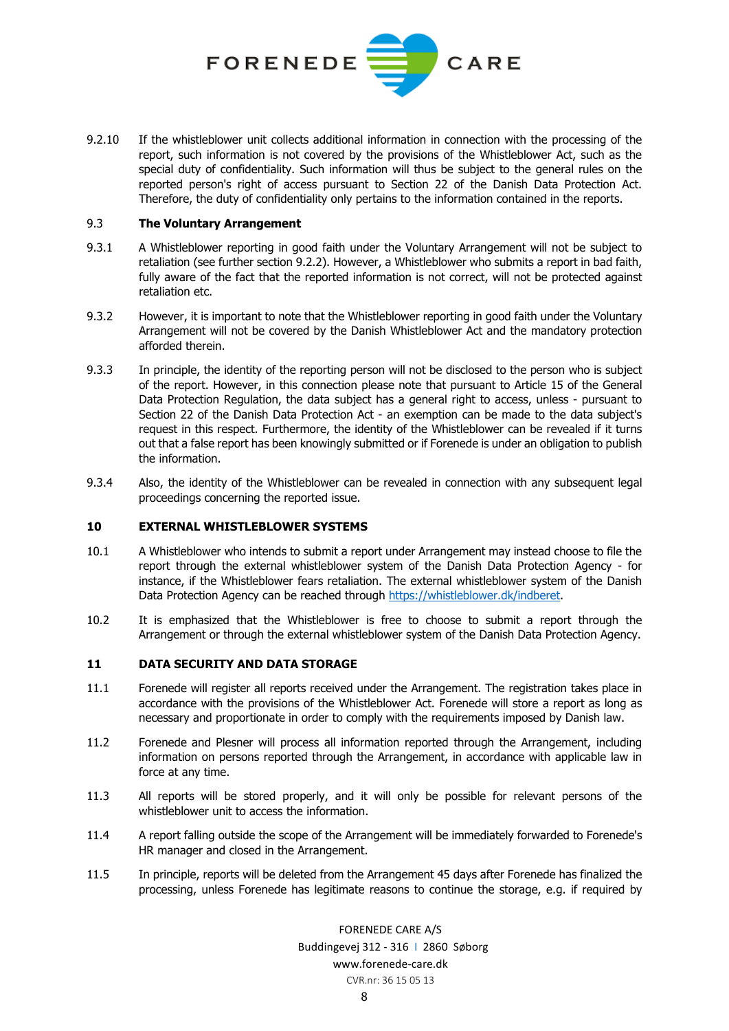9.2.10 If the whistleblower unit collects additional information in connection with the processing of the report, such information is not covered by the provisions of the Whistleblower Act, such as the special duty of confidentiality. Such information will thus be subject to the general rules on the reported person's right of access pursuant to Section 22 of the Danish Data Protection Act. Therefore, the duty of confidentiality only pertains to the information contained in the reports.

### 9.3 The Voluntary Arrangement

9.3.1 A Whistleblower reporting in good faith under the Voluntary Arrangement will not be subject to retaliation (see further section 9.2.2). However, a Whistleblower who submits a report in bad faith, fully aware of the fact that the reported information is not correct, will not be protected against retaliation etc.

9.3.2 However, it is important to note that the Whistleblower reporting in good faith under the Voluntary Arrangement will not be covered by the Danish Whistleblower Act and the mandatory protection afforded therein.

9.3.3 In principle, the identity of the reporting person will not be disclosed to the person who is subject of the report. However, in this connection please note that pursuant to Article 15 of the General Data Protection Regulation, the data subject has a general right to access, unless - pursuant to Section 22 of the Danish Data Protection Act - an exemption can be made to the data subject's request in this respect. Furthermore, the identity of the Whistleblower can be revealed if it turns out that a false report has been knowingly submitted or if Forenede is under an obligation to publish the information.

9.3.4 Also, the identity of the Whistleblower can be revealed in connection with any subsequent legal proceedings concerning the reported issue.

## 10 EXTERNAL WHISTLEBLOWER SYSTEMS

10.1 A Whistleblower who intends to submit a report under Arrangement may instead choose to file the report through the external whistleblower system of the Danish Data Protection Agency - for instance, if the Whistleblower fears retaliation. The external whistleblower system of the Danish Data Protection Agency can be reached through [https://whistleblower.dk/indberet](https://whistleblower.dk/indberet).

10.2 It is emphasized that the Whistleblower is free to choose to submit a report through the Arrangement or through the external whistleblower system of the Danish Data Protection Agency.

## 11 DATA SECURITY AND DATA STORAGE

11.1 Forenede will register all reports received under the Arrangement. The registration takes place in accordance with the provisions of the Whistleblower Act. Forenede will store a report as long as necessary and proportionate in order to comply with the requirements imposed by Danish law.

11.2 Forenede and Plesner will process all information reported through the Arrangement, including information on persons reported through the Arrangement, in accordance with applicable law in force at any time.

11.3 All reports will be stored properly, and it will only be possible for relevant persons of the whistleblower unit to access the information.

11.4 A report falling outside the scope of the Arrangement will be immediately forwarded to Forenede's HR manager and closed in the Arrangement.

11.5 In principle, reports will be deleted from the Arrangement 45 days after Forenede has finalized the processing, unless Forenede has legitimate reasons to continue the storage, e.g. if required by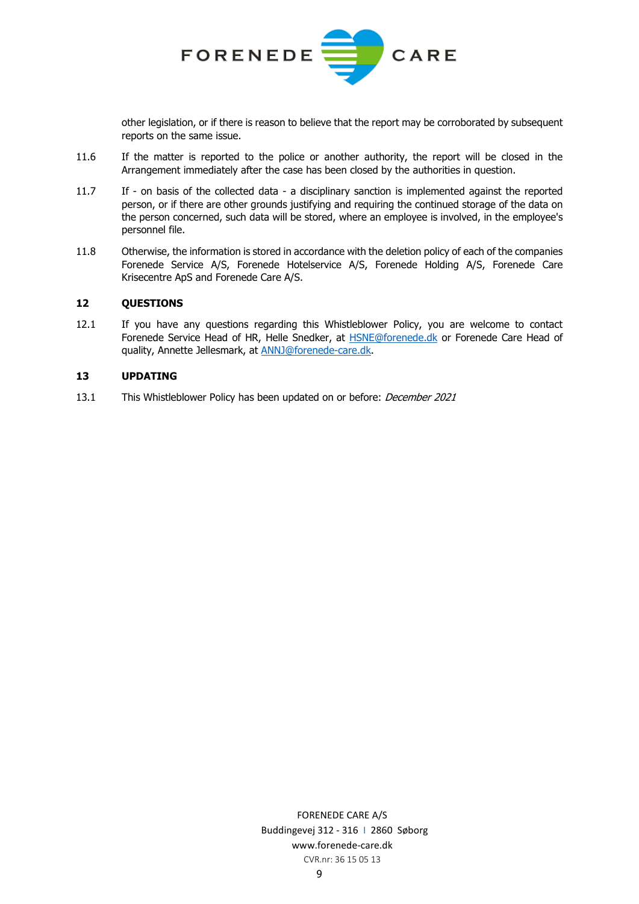other legislation, or if there is reason to believe that the report may be corroborated by subsequent reports on the same issue.

11.6 If the matter is reported to the police or another authority, the report will be closed in the Arrangement immediately after the case has been closed by the authorities in question.

11.7 If - on basis of the collected data - a disciplinary sanction is implemented against the reported person, or if there are other grounds justifying and requiring the continued storage of the data on the person concerned, such data will be stored, where an employee is involved, in the employee's personnel file.

11.8 Otherwise, the information is stored in accordance with the deletion policy of each of the companies Forenede Service A/S, Forenede Hotelservice A/S, Forenede Holding A/S, Forenede Care Krisecentre ApS and Forenede Care A/S.

## 12 QUESTIONS

12.1 If you have any questions regarding this Whistleblower Policy, you are welcome to contact Forenede Service Head of HR, Helle Snedker, at [HSNE@forenede.dk](mailto:HSNE@forenede.dk) or Forenede Care Head of quality, Annette Jellesmark, at [ANNJ@forenede-care.dk](mailto:ANNJ@forenede-care.dk).

## 13 UPDATING

13.1 This Whistleblower Policy has been updated on or before: *December 2021*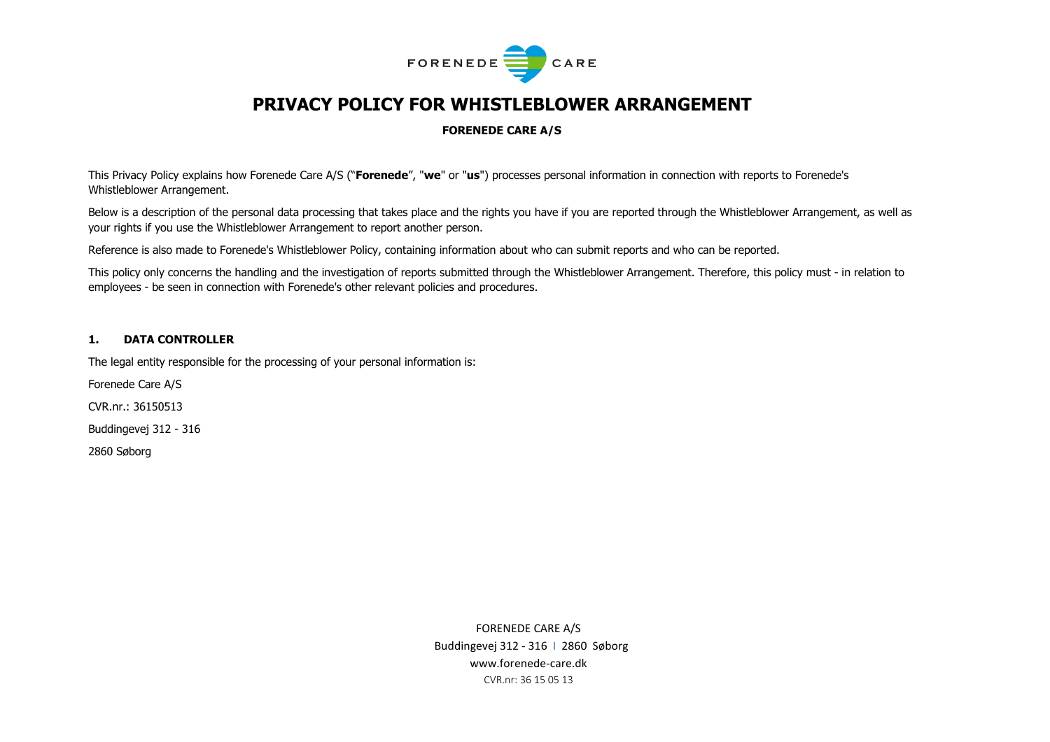# PRIVACY POLICY FOR WHISTLEBLOWER ARRANGEMENT

**FORENEDE CARE A/S**

This Privacy Policy explains how Forenede Care A/S ("**Forenede**", "**we**" or "**us**") processes personal information in connection with reports to Forenede's Whistleblower Arrangement.

Below is a description of the personal data processing that takes place and the rights you have if you are reported through the Whistleblower Arrangement, as well as your rights if you use the Whistleblower Arrangement to report another person.

Reference is also made to Forenede's Whistleblower Policy, containing information about who can submit reports and who can be reported.

This policy only concerns the handling and the investigation of reports submitted through the Whistleblower Arrangement. Therefore, this policy must - in relation to employees - be seen in connection with Forenede's other relevant policies and procedures.

## 1. DATA CONTROLLER

The legal entity responsible for the processing of your personal information is:

Forenede Care A/S

CVR.nr.: 36150513

Buddingevej 312 - 316

2860 Søborg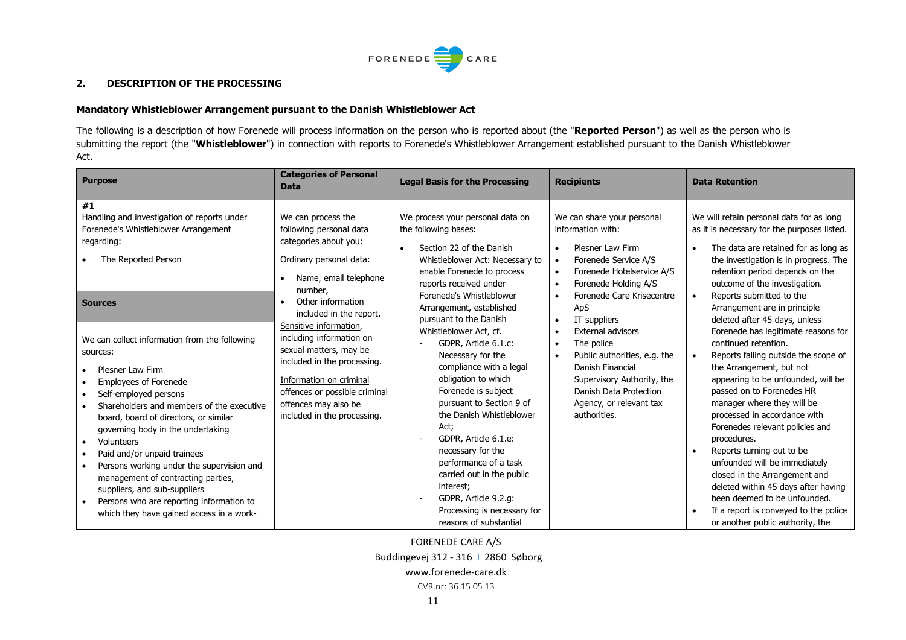## 2. DESCRIPTION OF THE PROCESSING

### Mandatory Whistleblower Arrangement pursuant to the Danish Whistleblower Act

The following is a description of how Forenede will process information on the person who is reported about (the "**Reported Person**") as well as the person who is submitting the report (the "**Whistleblower**") in connection with reports to Forenede's Whistleblower Arrangement established pursuant to the Danish Whistleblower Act.

| Purpose | Categories of Personal Data | Legal Basis for the Processing | Recipients | Data Retention |
|---|---|---|---|---|
| **#1**<br>Handling and investigation of reports under Forenede's Whistleblower Arrangement regarding:<br>• The Reported Person<br><br>**Sources**<br><br>We can collect information from the following sources:<br>• Plesner Law Firm<br>• Employees of Forenede<br>• Self-employed persons<br>• Shareholders and members of the executive board, board of directors, or similar governing body in the undertaking<br>• Volunteers<br>• Paid and/or unpaid trainees<br>• Persons working under the supervision and management of contracting parties, suppliers, and sub-suppliers<br>• Persons who are reporting information to which they have gained access in a work- | We can process the following personal data categories about you:<br><br>Ordinary personal data:<br>• Name, email telephone number,<br>• Other information included in the report.<br><br>Sensitive information, including information on sexual matters, may be included in the processing.<br><br>Information on criminal offences or possible criminal offences may also be included in the processing. | We process your personal data on the following bases:<br>• Section 22 of the Danish Whistleblower Act: Necessary to enable Forenede to process reports received under Forenede's Whistleblower Arrangement, established pursuant to the Danish Whistleblower Act, cf.<br>  - GDPR, Article 6.1.c: Necessary for the compliance with a legal obligation to which Forenede is subject pursuant to Section 9 of the Danish Whistleblower Act;<br>  - GDPR, Article 6.1.e: necessary for the performance of a task carried out in the public interest;<br>  - GDPR, Article 9.2.g: Processing is necessary for reasons of substantial | We can share your personal information with:<br>• Plesner Law Firm<br>• Forenede Service A/S<br>• Forenede Hotelservice A/S<br>• Forenede Holding A/S<br>• Forenede Care Krisecentre ApS<br>• IT suppliers<br>• External advisors<br>• The police<br>• Public authorities, e.g. the Danish Financial Supervisory Authority, the Danish Data Protection Agency, or relevant tax authorities. | We will retain personal data for as long as it is necessary for the purposes listed.<br>• The data are retained for as long as the investigation is in progress. The retention period depends on the outcome of the investigation.<br>• Reports submitted to the Arrangement are in principle deleted after 45 days, unless Forenede has legitimate reasons for continued retention.<br>• Reports falling outside the scope of the Arrangement, but not appearing to be unfounded, will be passed on to Forenedes HR manager where they will be processed in accordance with Forenedes relevant policies and procedures.<br>• Reports turning out to be unfounded will be immediately closed in the Arrangement and deleted within 45 days after having been deemed to be unfounded.<br>• If a report is conveyed to the police or another public authority, the |

FORENEDE CARE A/S
Buddingevej 312 - 316 I 2860 Søborg
www.forenede-care.dk
CVR.nr: 36 15 05 13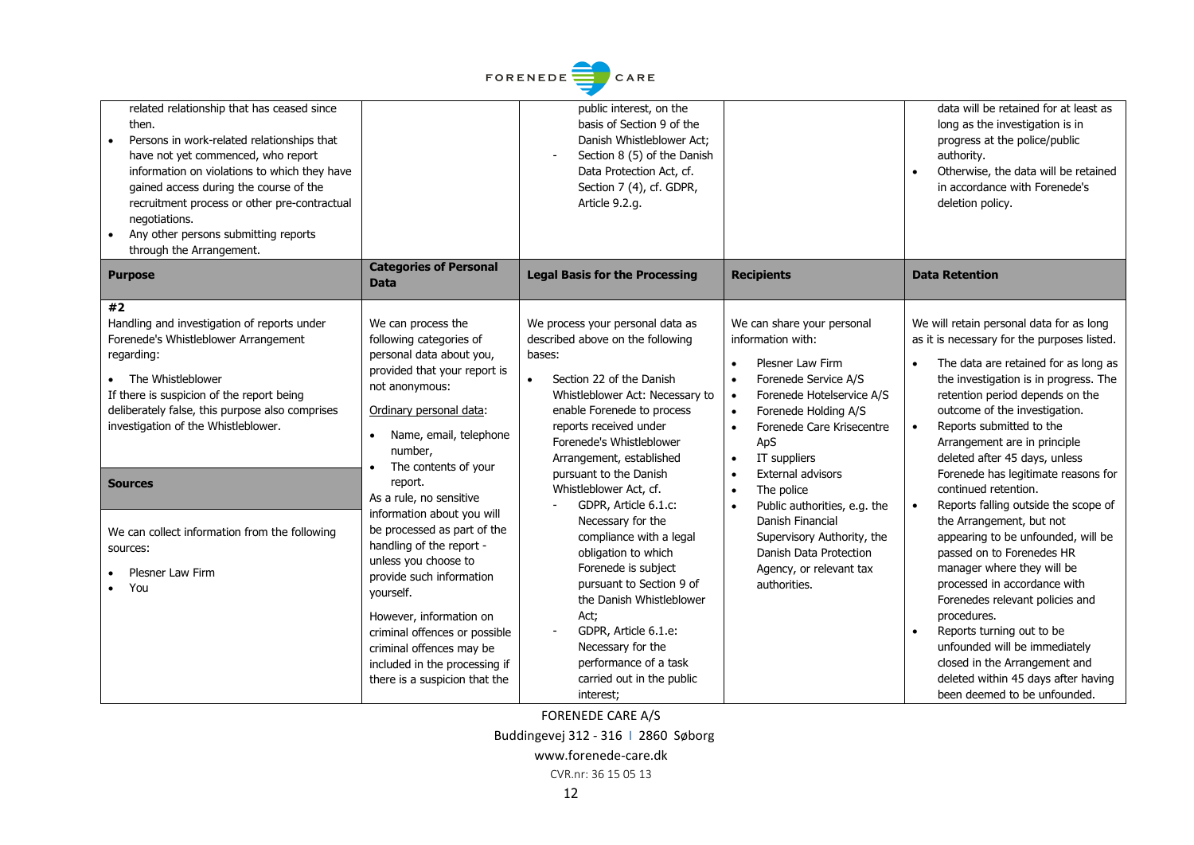| | | | | |
|---|---|---|---|---|
| related relationship that has ceased since then.<br>• Persons in work-related relationships that have not yet commenced, who report information on violations to which they have gained access during the course of the recruitment process or other pre-contractual negotiations.<br>• Any other persons submitting reports through the Arrangement. | | public interest, on the basis of Section 9 of the Danish Whistleblower Act;<br>- Section 8 (5) of the Danish Data Protection Act, cf. Section 7 (4), cf. GDPR, Article 9.2.g. | | data will be retained for at least as long as the investigation is in progress at the police/public authority.<br>• Otherwise, the data will be retained in accordance with Forenede's deletion policy. |
| **Purpose** | **Categories of Personal Data** | **Legal Basis for the Processing** | **Recipients** | **Data Retention** |
| **#2**<br>Handling and investigation of reports under Forenede's Whistleblower Arrangement regarding:<br>• The Whistleblower<br>If there is suspicion of the report being deliberately false, this purpose also comprises investigation of the Whistleblower.<br><br>**Sources**<br><br>We can collect information from the following sources:<br>• Plesner Law Firm<br>• You | We can process the following categories of personal data about you, provided that your report is not anonymous:<br><br><u>Ordinary personal data</u>:<br>• Name, email, telephone number,<br>• The contents of your report.<br><br>As a rule, no sensitive information about you will be processed as part of the handling of the report - unless you choose to provide such information yourself.<br><br>However, information on criminal offences or possible criminal offences may be included in the processing if there is a suspicion that the | We process your personal data as described above on the following bases:<br>• Section 22 of the Danish Whistleblower Act: Necessary to enable Forenede to process reports received under Forenede's Whistleblower Arrangement, established pursuant to the Danish Whistleblower Act, cf.<br>- GDPR, Article 6.1.c: Necessary for the compliance with a legal obligation to which Forenede is subject pursuant to Section 9 of the Danish Whistleblower Act;<br>- GDPR, Article 6.1.e: Necessary for the performance of a task carried out in the public interest; | We can share your personal information with:<br>• Plesner Law Firm<br>• Forenede Service A/S<br>• Forenede Hotelservice A/S<br>• Forenede Holding A/S<br>• Forenede Care Krisecentre ApS<br>• IT suppliers<br>• External advisors<br>• The police<br>• Public authorities, e.g. the Danish Financial Supervisory Authority, the Danish Data Protection Agency, or relevant tax authorities. | We will retain personal data for as long as it is necessary for the purposes listed.<br>• The data are retained for as long as the investigation is in progress. The retention period depends on the outcome of the investigation.<br>• Reports submitted to the Arrangement are in principle deleted after 45 days, unless Forenede has legitimate reasons for continued retention.<br>• Reports falling outside the scope of the Arrangement, but not appearing to be unfounded, will be passed on to Forenedes HR manager where they will be processed in accordance with Forenedes relevant policies and procedures.<br>• Reports turning out to be unfounded will be immediately closed in the Arrangement and deleted within 45 days after having been deemed to be unfounded. |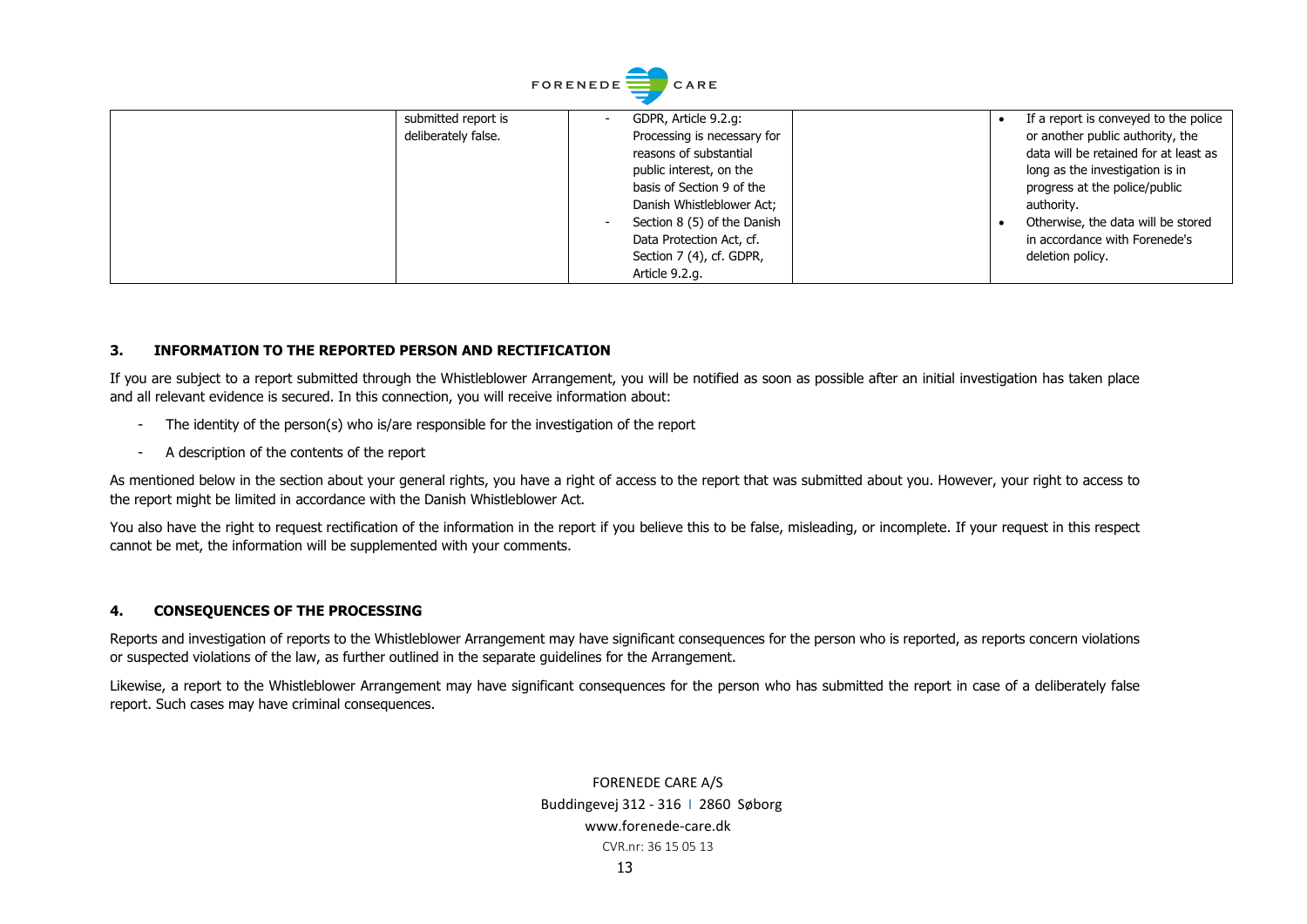| | | | | |
|---|---|---|---|---|
| | submitted report is deliberately false. | - GDPR, Article 9.2.g: Processing is necessary for reasons of substantial public interest, on the basis of Section 9 of the Danish Whistleblower Act;<br>- Section 8 (5) of the Danish Data Protection Act, cf. Section 7 (4), cf. GDPR, Article 9.2.g. | | • If a report is conveyed to the police or another public authority, the data will be retained for at least as long as the investigation is in progress at the police/public authority.<br>• Otherwise, the data will be stored in accordance with Forenede's deletion policy. |

## 3. INFORMATION TO THE REPORTED PERSON AND RECTIFICATION

If you are subject to a report submitted through the Whistleblower Arrangement, you will be notified as soon as possible after an initial investigation has taken place and all relevant evidence is secured. In this connection, you will receive information about:

- The identity of the person(s) who is/are responsible for the investigation of the report
- A description of the contents of the report

As mentioned below in the section about your general rights, you have a right of access to the report that was submitted about you. However, your right to access to the report might be limited in accordance with the Danish Whistleblower Act.

You also have the right to request rectification of the information in the report if you believe this to be false, misleading, or incomplete. If your request in this respect cannot be met, the information will be supplemented with your comments.

## 4. CONSEQUENCES OF THE PROCESSING

Reports and investigation of reports to the Whistleblower Arrangement may have significant consequences for the person who is reported, as reports concern violations or suspected violations of the law, as further outlined in the separate guidelines for the Arrangement.

Likewise, a report to the Whistleblower Arrangement may have significant consequences for the person who has submitted the report in case of a deliberately false report. Such cases may have criminal consequences.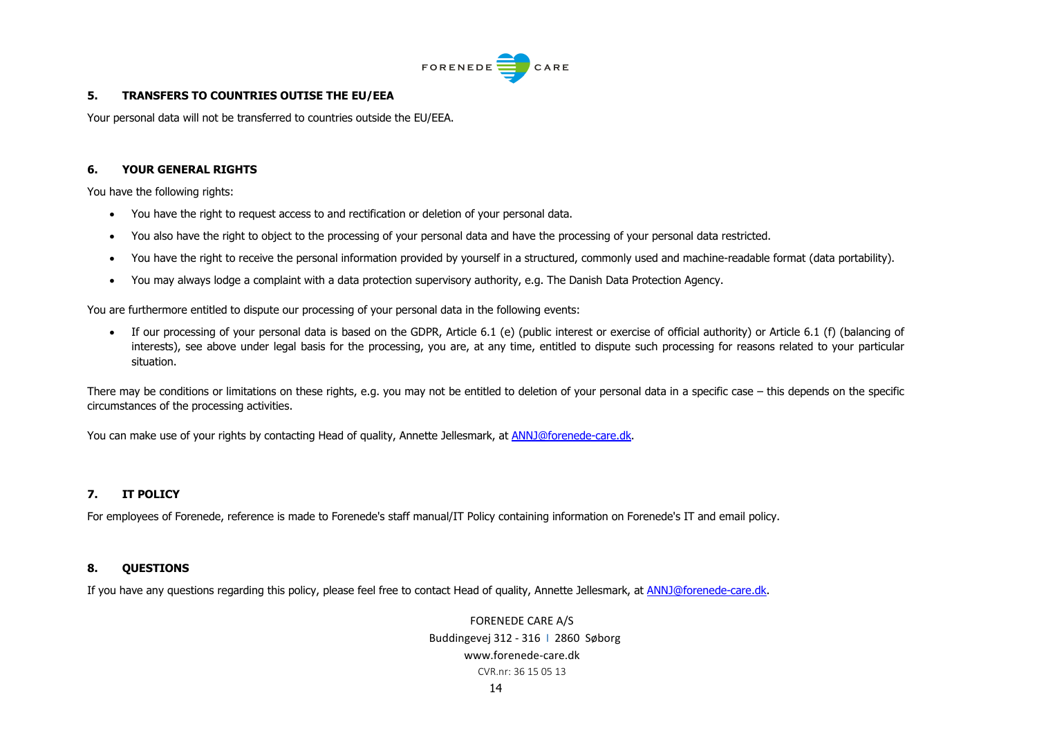## 5. TRANSFERS TO COUNTRIES OUTISE THE EU/EEA

Your personal data will not be transferred to countries outside the EU/EEA.

## 6. YOUR GENERAL RIGHTS

You have the following rights:

- You have the right to request access to and rectification or deletion of your personal data.
- You also have the right to object to the processing of your personal data and have the processing of your personal data restricted.
- You have the right to receive the personal information provided by yourself in a structured, commonly used and machine-readable format (data portability).
- You may always lodge a complaint with a data protection supervisory authority, e.g. The Danish Data Protection Agency.

You are furthermore entitled to dispute our processing of your personal data in the following events:

- If our processing of your personal data is based on the GDPR, Article 6.1 (e) (public interest or exercise of official authority) or Article 6.1 (f) (balancing of interests), see above under legal basis for the processing, you are, at any time, entitled to dispute such processing for reasons related to your particular situation.

There may be conditions or limitations on these rights, e.g. you may not be entitled to deletion of your personal data in a specific case – this depends on the specific circumstances of the processing activities.

You can make use of your rights by contacting Head of quality, Annette Jellesmark, at ANNJ@forenede-care.dk.

## 7. IT POLICY

For employees of Forenede, reference is made to Forenede's staff manual/IT Policy containing information on Forenede's IT and email policy.

## 8. QUESTIONS

If you have any questions regarding this policy, please feel free to contact Head of quality, Annette Jellesmark, at ANNJ@forenede-care.dk.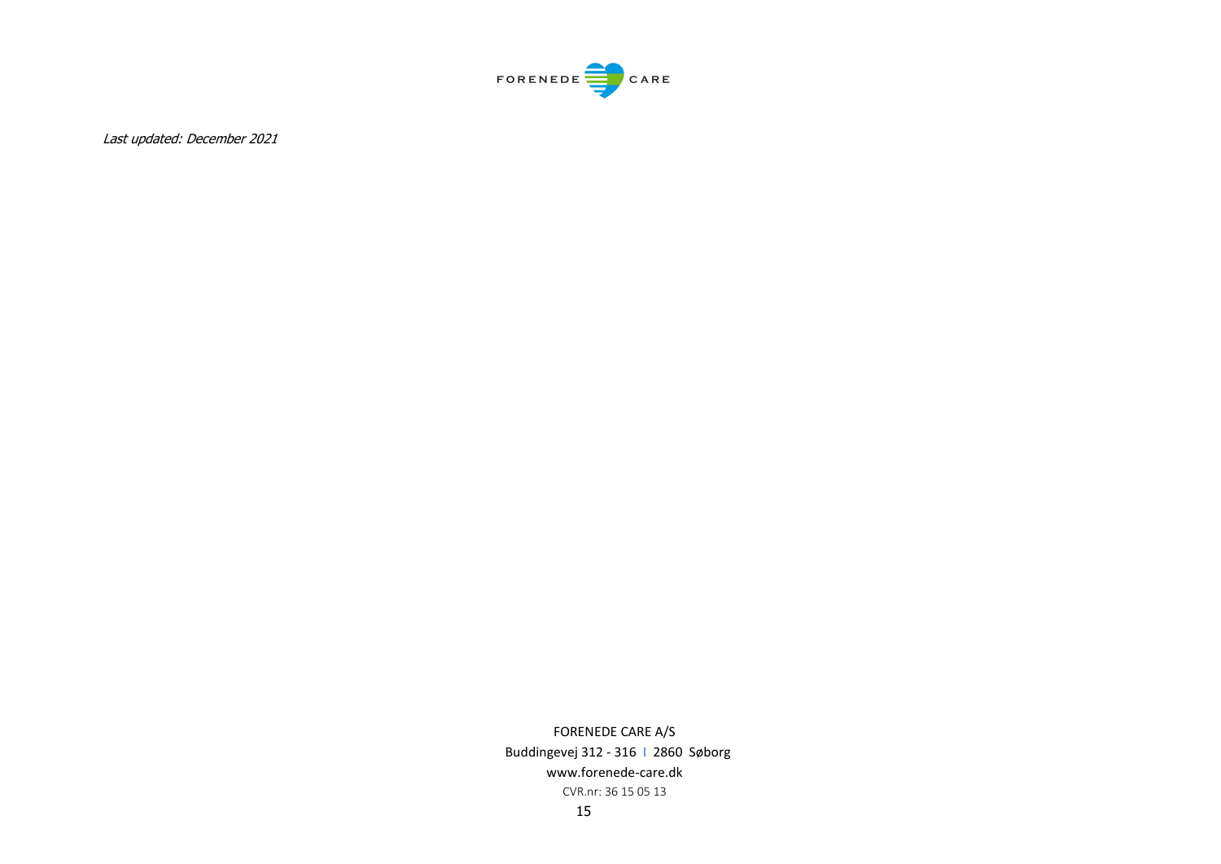*Last updated: December 2021*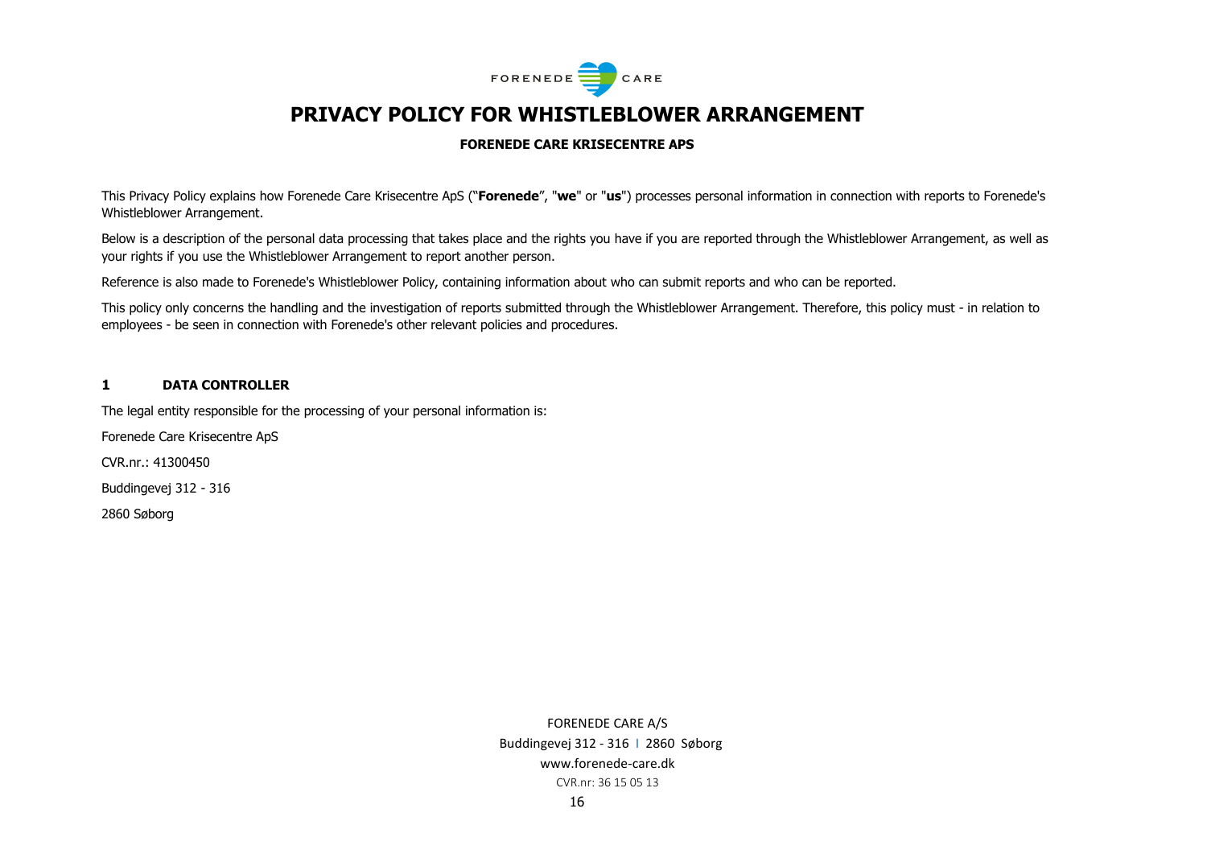# PRIVACY POLICY FOR WHISTLEBLOWER ARRANGEMENT

**FORENEDE CARE KRISECENTRE APS**

This Privacy Policy explains how Forenede Care Krisecentre ApS ("**Forenede**", "**we**" or "**us**") processes personal information in connection with reports to Forenede's Whistleblower Arrangement.

Below is a description of the personal data processing that takes place and the rights you have if you are reported through the Whistleblower Arrangement, as well as your rights if you use the Whistleblower Arrangement to report another person.

Reference is also made to Forenede's Whistleblower Policy, containing information about who can submit reports and who can be reported.

This policy only concerns the handling and the investigation of reports submitted through the Whistleblower Arrangement. Therefore, this policy must - in relation to employees - be seen in connection with Forenede's other relevant policies and procedures.

## 1 DATA CONTROLLER

The legal entity responsible for the processing of your personal information is:

Forenede Care Krisecentre ApS

CVR.nr.: 41300450

Buddingevej 312 - 316

2860 Søborg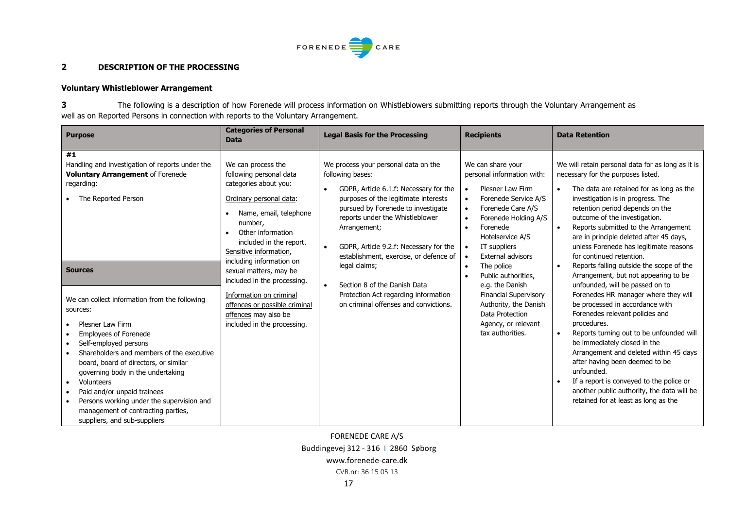## 2 DESCRIPTION OF THE PROCESSING

### Voluntary Whistleblower Arrangement

**3** The following is a description of how Forenede will process information on Whistleblowers submitting reports through the Voluntary Arrangement as well as on Reported Persons in connection with reports to the Voluntary Arrangement.

| Purpose | Categories of Personal Data | Legal Basis for the Processing | Recipients | Data Retention |
|---|---|---|---|---|
| **#1**<br>Handling and investigation of reports under the **Voluntary Arrangement** of Forenede regarding:<br>• The Reported Person | We can process the following personal data categories about you:<br><u>Ordinary personal data</u>:<br>• Name, email, telephone number,<br>• Other information included in the report.<br><u>Sensitive information</u>, including information on sexual matters, may be included in the processing.<br><u>Information on criminal offences or possible criminal offences</u> may also be included in the processing. | We process your personal data on the following bases:<br>• GDPR, Article 6.1.f: Necessary for the purposes of the legitimate interests pursued by Forenede to investigate reports under the Whistleblower Arrangement;<br>• GDPR, Article 9.2.f: Necessary for the establishment, exercise, or defence of legal claims;<br>• Section 8 of the Danish Data Protection Act regarding information on criminal offenses and convictions. | We can share your personal information with:<br>• Plesner Law Firm<br>• Forenede Service A/S<br>• Forenede Care A/S<br>• Forenede Holding A/S<br>• Forenede Hotelservice A/S<br>• IT suppliers<br>• External advisors<br>• The police<br>• Public authorities, e.g. the Danish Financial Supervisory Authority, the Danish Data Protection Agency, or relevant tax authorities. | We will retain personal data for as long as it is necessary for the purposes listed.<br>• The data are retained for as long as the investigation is in progress. The retention period depends on the outcome of the investigation.<br>• Reports submitted to the Arrangement are in principle deleted after 45 days, unless Forenede has legitimate reasons for continued retention.<br>• Reports falling outside the scope of the Arrangement, but not appearing to be unfounded, will be passed on to Forenedes HR manager where they will be processed in accordance with Forenedes relevant policies and procedures.<br>• Reports turning out to be unfounded will be immediately closed in the Arrangement and deleted within 45 days after having been deemed to be unfounded.<br>• If a report is conveyed to the police or another public authority, the data will be retained for at least as long as the |
| **Sources** | | | | |
| We can collect information from the following sources:<br>• Plesner Law Firm<br>• Employees of Forenede<br>• Self-employed persons<br>• Shareholders and members of the executive board, board of directors, or similar governing body in the undertaking<br>• Volunteers<br>• Paid and/or unpaid trainees<br>• Persons working under the supervision and management of contracting parties, suppliers, and sub-suppliers | | | | |

FORENEDE CARE A/S
Buddingevej 312 - 316 I 2860 Søborg
www.forenede-care.dk
CVR.nr: 36 15 05 13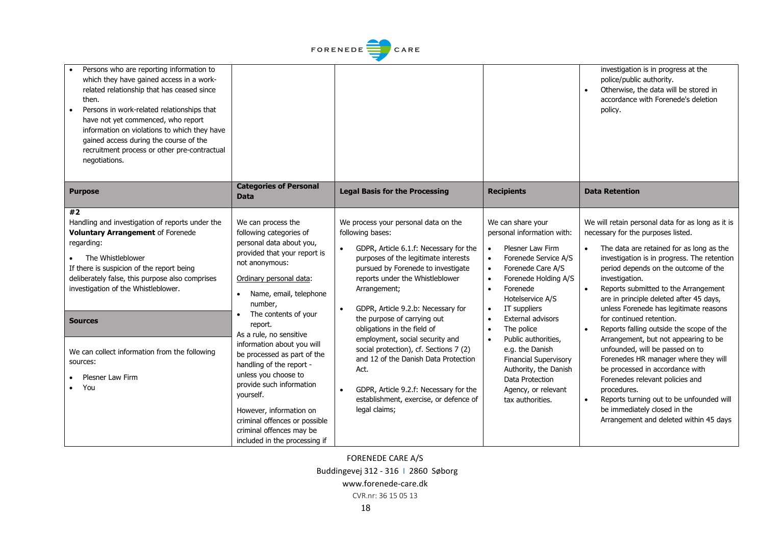| | | | | |
|---|---|---|---|---|
| • Persons who are reporting information to which they have gained access in a work-related relationship that has ceased since then.<br>• Persons in work-related relationships that have not yet commenced, who report information on violations to which they have gained access during the course of the recruitment process or other pre-contractual negotiations. | | | | investigation is in progress at the police/public authority.<br>• Otherwise, the data will be stored in accordance with Forenede's deletion policy. |
| **Purpose** | **Categories of Personal Data** | **Legal Basis for the Processing** | **Recipients** | **Data Retention** |
| **#2**<br>Handling and investigation of reports under the **Voluntary Arrangement** of Forenede regarding:<br>• The Whistleblower<br>If there is suspicion of the report being deliberately false, this purpose also comprises investigation of the Whistleblower.<br><br>**Sources**<br><br>We can collect information from the following sources:<br>• Plesner Law Firm<br>• You | We can process the following categories of personal data about you, provided that your report is not anonymous:<br><br>Ordinary personal data:<br>• Name, email, telephone number,<br>• The contents of your report.<br>As a rule, no sensitive information about you will be processed as part of the handling of the report - unless you choose to provide such information yourself.<br><br>However, information on criminal offences or possible criminal offences may be included in the processing if | We process your personal data on the following bases:<br>• GDPR, Article 6.1.f: Necessary for the purposes of the legitimate interests pursued by Forenede to investigate reports under the Whistleblower Arrangement;<br>• GDPR, Article 9.2.b: Necessary for the purpose of carrying out obligations in the field of employment, social security and social protection), cf. Sections 7 (2) and 12 of the Danish Data Protection Act.<br>• GDPR, Article 9.2.f: Necessary for the establishment, exercise, or defence of legal claims; | We can share your personal information with:<br>• Plesner Law Firm<br>• Forenede Service A/S<br>• Forenede Care A/S<br>• Forenede Holding A/S<br>• Forenede Hotelservice A/S<br>• IT suppliers<br>• External advisors<br>• The police<br>• Public authorities, e.g. the Danish Financial Supervisory Authority, the Danish Data Protection Agency, or relevant tax authorities. | We will retain personal data for as long as it is necessary for the purposes listed.<br>• The data are retained for as long as the investigation is in progress. The retention period depends on the outcome of the investigation.<br>• Reports submitted to the Arrangement are in principle deleted after 45 days, unless Forenede has legitimate reasons for continued retention.<br>• Reports falling outside the scope of the Arrangement, but not appearing to be unfounded, will be passed on to Forenedes HR manager where they will be processed in accordance with Forenedes relevant policies and procedures.<br>• Reports turning out to be unfounded will be immediately closed in the Arrangement and deleted within 45 days |

FORENEDE CARE A/S
Buddingevej 312 - 316 I 2860 Søborg
www.forenede-care.dk
CVR.nr: 36 15 05 13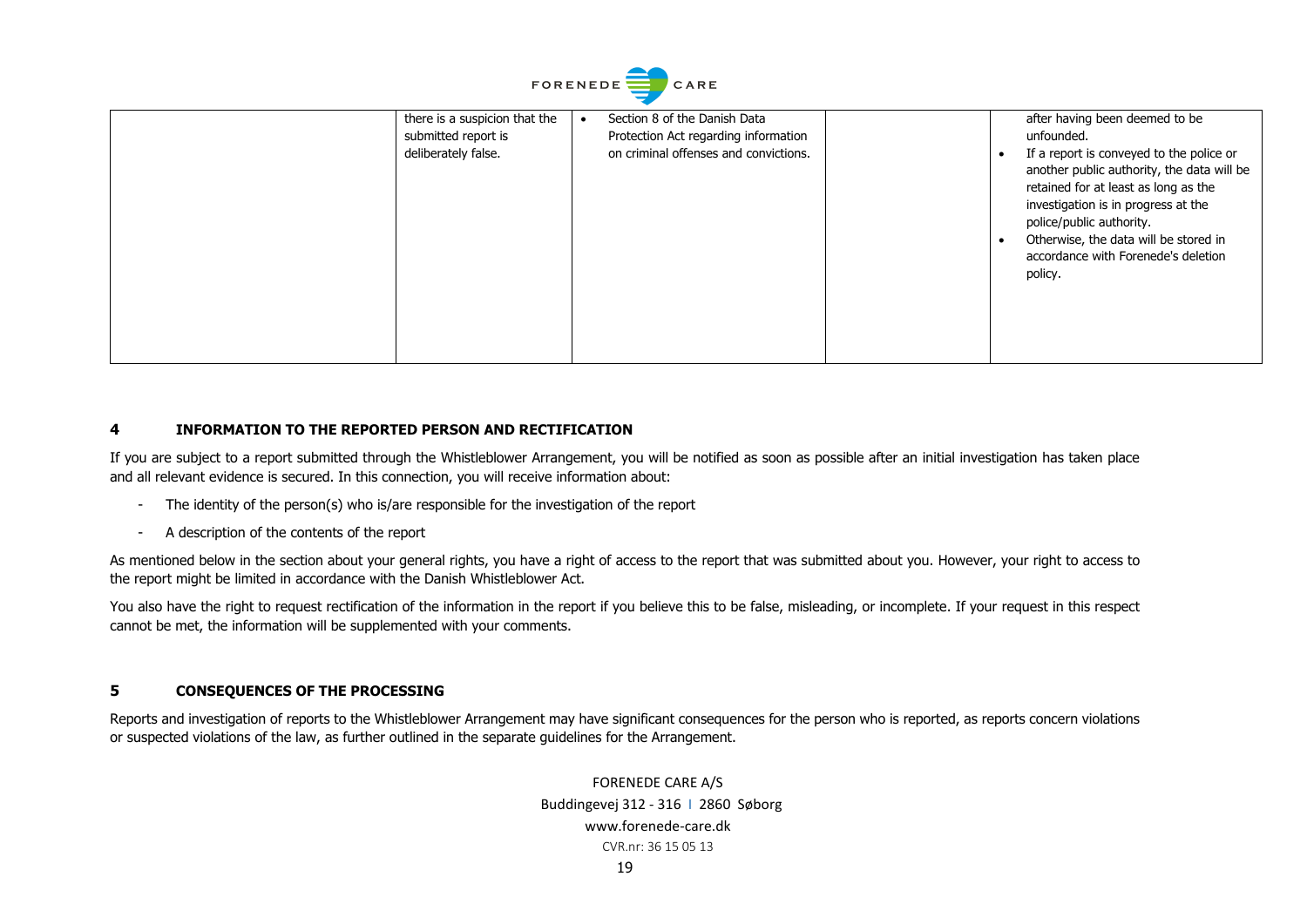| | there is a suspicion that the submitted report is deliberately false. | • Section 8 of the Danish Data Protection Act regarding information on criminal offenses and convictions. | | after having been deemed to be unfounded.<br>• If a report is conveyed to the police or another public authority, the data will be retained for at least as long as the investigation is in progress at the police/public authority.<br>• Otherwise, the data will be stored in accordance with Forenede's deletion policy. |
|---|---|---|---|---|

## 4 INFORMATION TO THE REPORTED PERSON AND RECTIFICATION

If you are subject to a report submitted through the Whistleblower Arrangement, you will be notified as soon as possible after an initial investigation has taken place and all relevant evidence is secured. In this connection, you will receive information about:

- The identity of the person(s) who is/are responsible for the investigation of the report
- A description of the contents of the report

As mentioned below in the section about your general rights, you have a right of access to the report that was submitted about you. However, your right to access to the report might be limited in accordance with the Danish Whistleblower Act.

You also have the right to request rectification of the information in the report if you believe this to be false, misleading, or incomplete. If your request in this respect cannot be met, the information will be supplemented with your comments.

## 5 CONSEQUENCES OF THE PROCESSING

Reports and investigation of reports to the Whistleblower Arrangement may have significant consequences for the person who is reported, as reports concern violations or suspected violations of the law, as further outlined in the separate guidelines for the Arrangement.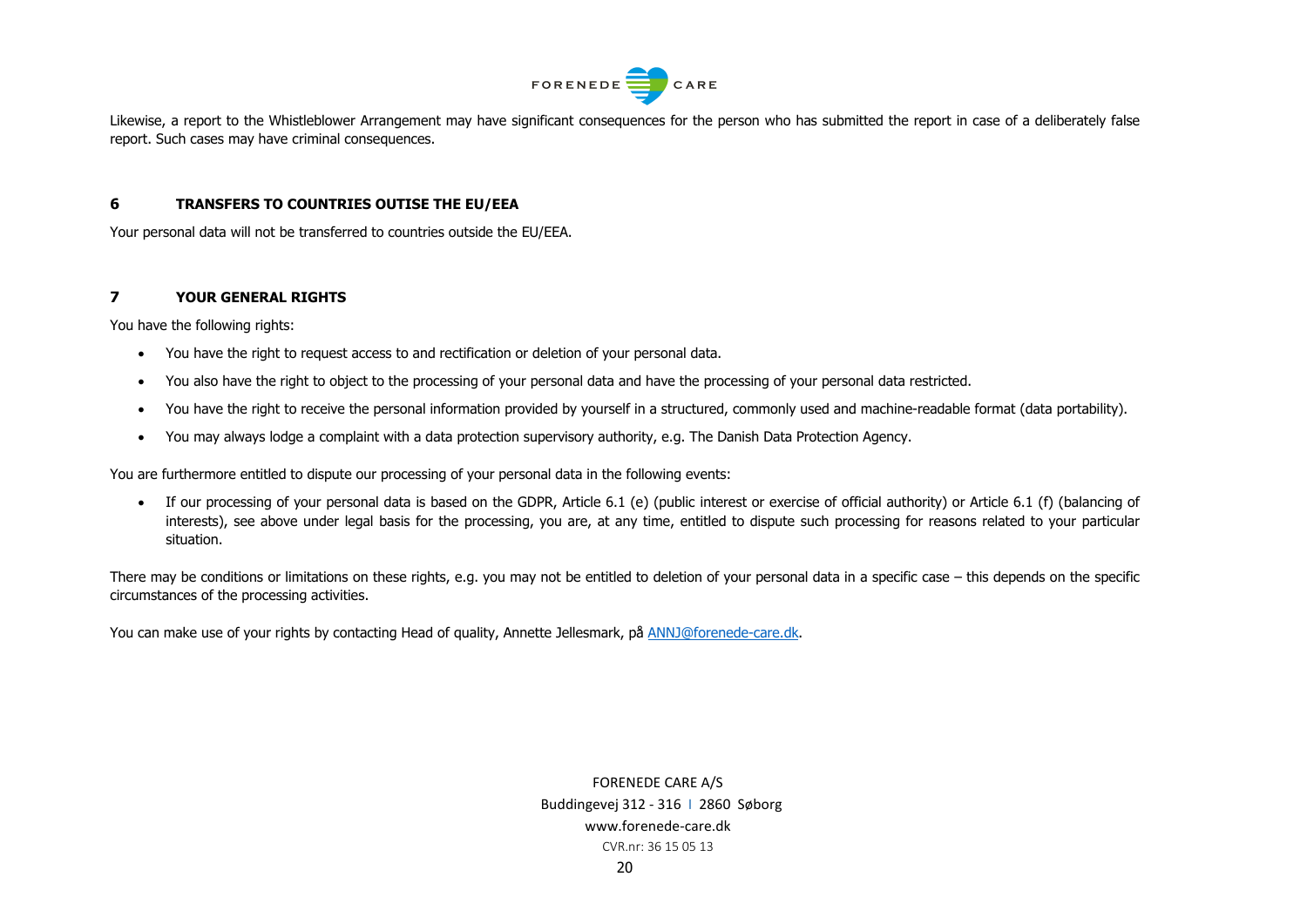Likewise, a report to the Whistleblower Arrangement may have significant consequences for the person who has submitted the report in case of a deliberately false report. Such cases may have criminal consequences.

## 6 TRANSFERS TO COUNTRIES OUTISE THE EU/EEA

Your personal data will not be transferred to countries outside the EU/EEA.

## 7 YOUR GENERAL RIGHTS

You have the following rights:

- You have the right to request access to and rectification or deletion of your personal data.
- You also have the right to object to the processing of your personal data and have the processing of your personal data restricted.
- You have the right to receive the personal information provided by yourself in a structured, commonly used and machine-readable format (data portability).
- You may always lodge a complaint with a data protection supervisory authority, e.g. The Danish Data Protection Agency.

You are furthermore entitled to dispute our processing of your personal data in the following events:

- If our processing of your personal data is based on the GDPR, Article 6.1 (e) (public interest or exercise of official authority) or Article 6.1 (f) (balancing of interests), see above under legal basis for the processing, you are, at any time, entitled to dispute such processing for reasons related to your particular situation.

There may be conditions or limitations on these rights, e.g. you may not be entitled to deletion of your personal data in a specific case – this depends on the specific circumstances of the processing activities.

You can make use of your rights by contacting Head of quality, Annette Jellesmark, på [ANNJ@forenede-care.dk](mailto:ANNJ@forenede-care.dk).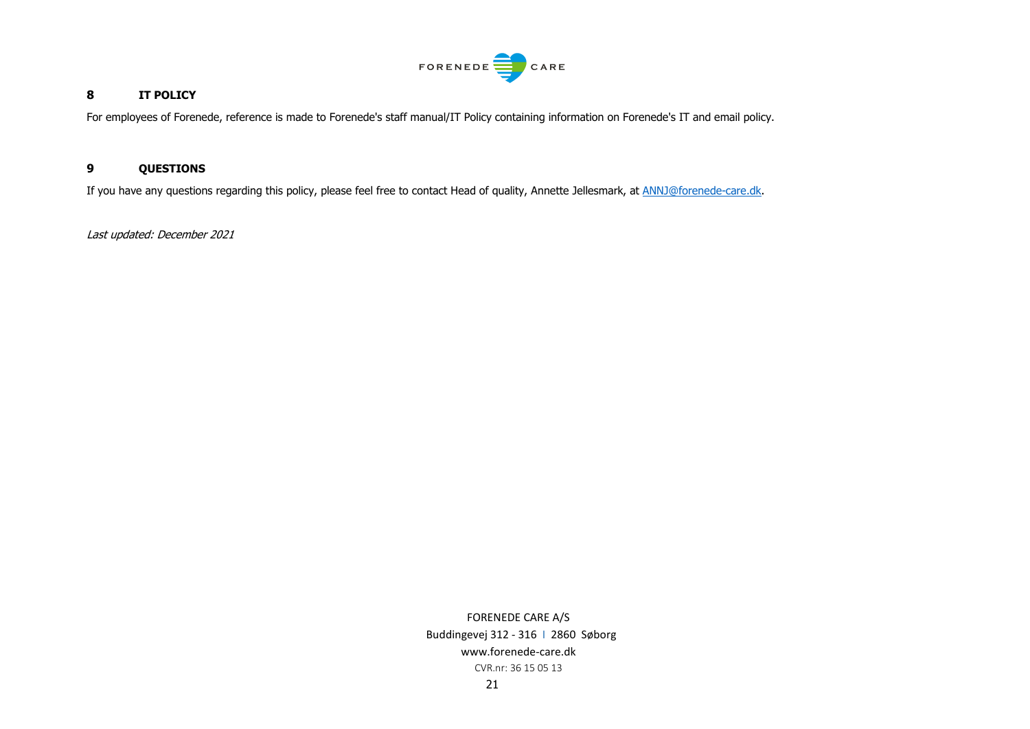## 8 IT POLICY

For employees of Forenede, reference is made to Forenede's staff manual/IT Policy containing information on Forenede's IT and email policy.

## 9 QUESTIONS

If you have any questions regarding this policy, please feel free to contact Head of quality, Annette Jellesmark, at [ANNJ@forenede-care.dk](mailto:ANNJ@forenede-care.dk).

*Last updated: December 2021*